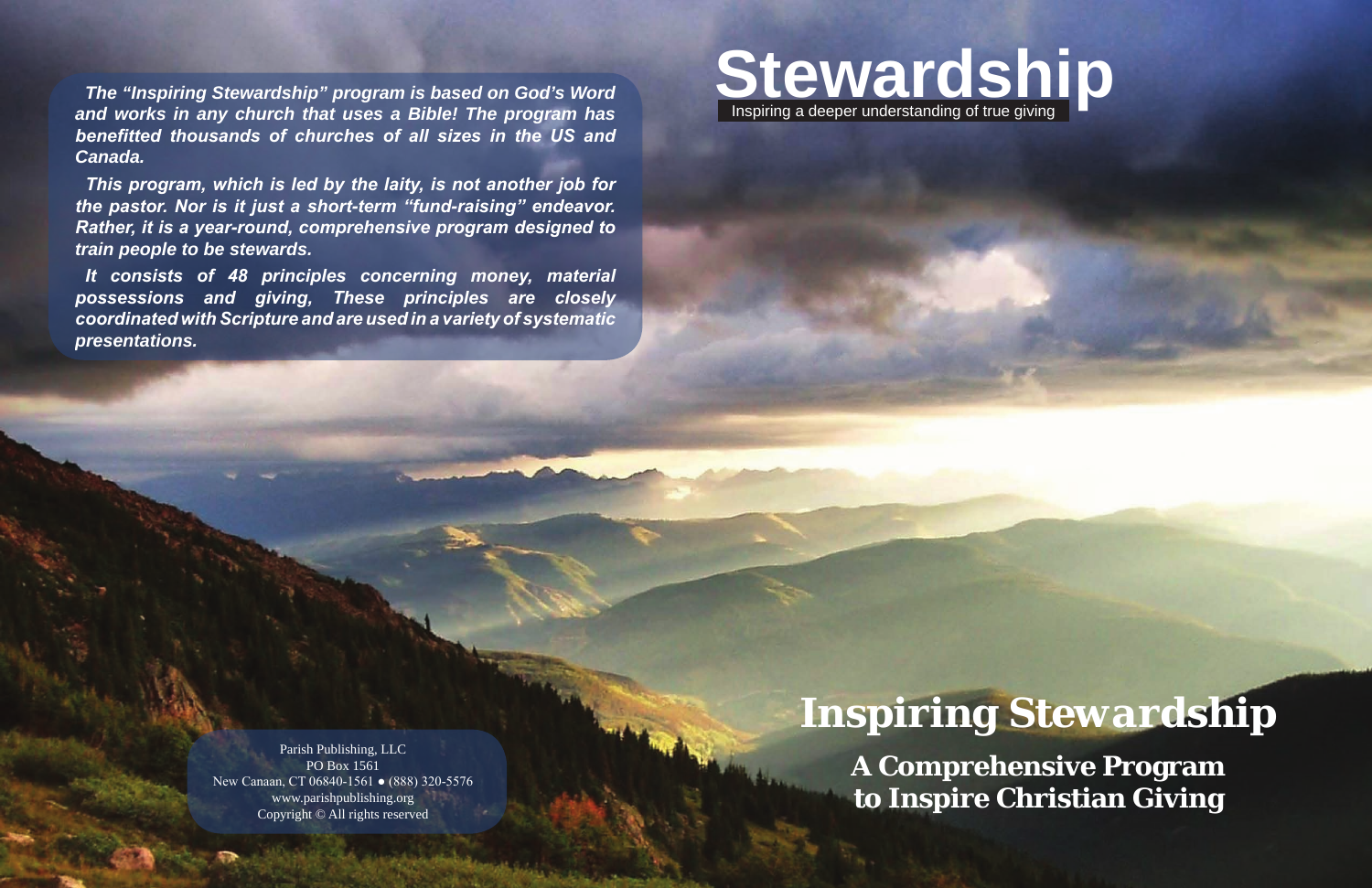*The "Inspiring Stewardship" program is based on God's Word and works in any church that uses a Bible! The program has benefitted thousands of churches of all sizes in the US and Canada.*

*This program, which is led by the laity, is not another job for the pastor. Nor is it just a short-term "fund-raising" endeavor. Rather, it is a year-round, comprehensive program designed to train people to be stewards.*

*It consists of 48 principles concerning money, material possessions and giving, These principles are closely coordinated with Scripture and are used in a variety of systematic presentations.*

Parish Publishing, LLC
PO Box 1561
New Canaan, CT 06840-1561 ● (888) 320-5576
www.parishpublishing.org
Copyright © All rights reserved

# Stewardship

Inspiring a deeper understanding of true giving

# Inspiring Stewardship

## A Comprehensive Program to Inspire Christian Giving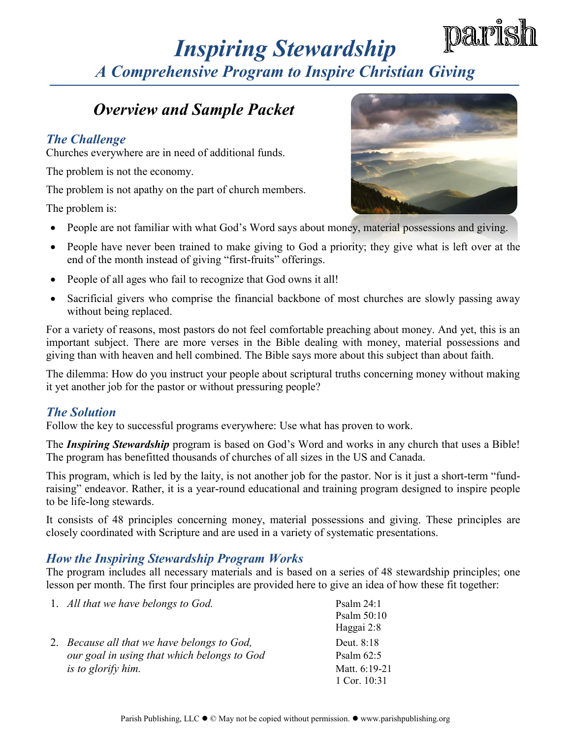# *Inspiring Stewardship*

## *A Comprehensive Program to Inspire Christian Giving*

## *Overview and Sample Packet*

### *The Challenge*

Churches everywhere are in need of additional funds.

The problem is not the economy.

The problem is not apathy on the part of church members.

The problem is:

- People are not familiar with what God's Word says about money, material possessions and giving.
- People have never been trained to make giving to God a priority; they give what is left over at the end of the month instead of giving "first-fruits" offerings.
- People of all ages who fail to recognize that God owns it all!
- Sacrificial givers who comprise the financial backbone of most churches are slowly passing away without being replaced.

For a variety of reasons, most pastors do not feel comfortable preaching about money. And yet, this is an important subject. There are more verses in the Bible dealing with money, material possessions and giving than with heaven and hell combined. The Bible says more about this subject than about faith.

The dilemma: How do you instruct your people about scriptural truths concerning money without making it yet another job for the pastor or without pressuring people?

### *The Solution*

Follow the key to successful programs everywhere: Use what has proven to work.

The ***Inspiring Stewardship*** program is based on God's Word and works in any church that uses a Bible! The program has benefitted thousands of churches of all sizes in the US and Canada.

This program, which is led by the laity, is not another job for the pastor. Nor is it just a short-term "fund-raising" endeavor. Rather, it is a year-round educational and training program designed to inspire people to be life-long stewards.

It consists of 48 principles concerning money, material possessions and giving. These principles are closely coordinated with Scripture and are used in a variety of systematic presentations.

### *How the Inspiring Stewardship Program Works*

The program includes all necessary materials and is based on a series of 48 stewardship principles; one lesson per month. The first four principles are provided here to give an idea of how these fit together:

| Principle | Scripture |
|---|---|
| 1. *All that we have belongs to God.* | Psalm 24:1<br>Psalm 50:10<br>Haggai 2:8 |
| 2. *Because all that we have belongs to God, our goal in using that which belongs to God is to glorify him.* | Deut. 8:18<br>Psalm 62:5<br>Matt. 6:19-21<br>1 Cor. 10:31 |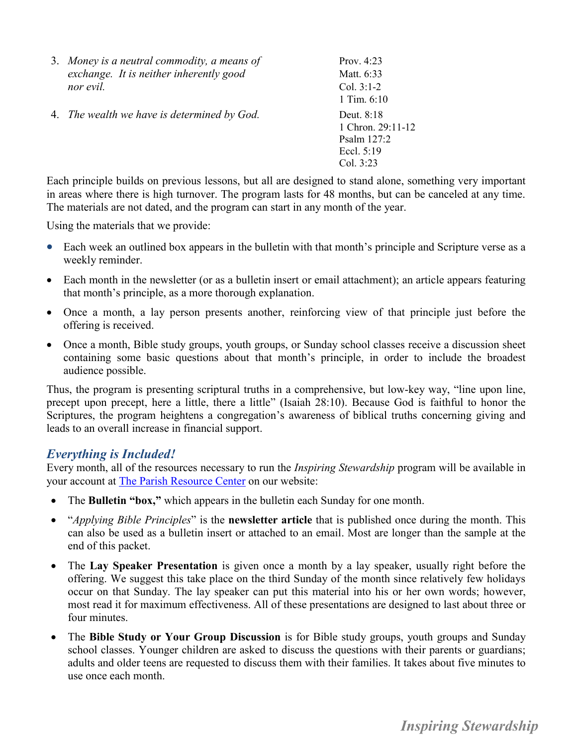| | |
|---|---|
| 3. *Money is a neutral commodity, a means of exchange. It is neither inherently good nor evil.* | Prov. 4:23<br>Matt. 6:33<br>Col. 3:1-2<br>1 Tim. 6:10 |
| 4. *The wealth we have is determined by God.* | Deut. 8:18<br>1 Chron. 29:11-12<br>Psalm 127:2<br>Eccl. 5:19<br>Col. 3:23 |

Each principle builds on previous lessons, but all are designed to stand alone, something very important in areas where there is high turnover. The program lasts for 48 months, but can be canceled at any time. The materials are not dated, and the program can start in any month of the year.

Using the materials that we provide:

- Each week an outlined box appears in the bulletin with that month's principle and Scripture verse as a weekly reminder.
- Each month in the newsletter (or as a bulletin insert or email attachment); an article appears featuring that month's principle, as a more thorough explanation.
- Once a month, a lay person presents another, reinforcing view of that principle just before the offering is received.
- Once a month, Bible study groups, youth groups, or Sunday school classes receive a discussion sheet containing some basic questions about that month's principle, in order to include the broadest audience possible.

Thus, the program is presenting scriptural truths in a comprehensive, but low-key way, "line upon line, precept upon precept, here a little, there a little" (Isaiah 28:10). Because God is faithful to honor the Scriptures, the program heightens a congregation's awareness of biblical truths concerning giving and leads to an overall increase in financial support.

## *Everything is Included!*

Every month, all of the resources necessary to run the *Inspiring Stewardship* program will be available in your account at The Parish Resource Center on our website:

- The **Bulletin "box,"** which appears in the bulletin each Sunday for one month.
- "*Applying Bible Principles*" is the **newsletter article** that is published once during the month. This can also be used as a bulletin insert or attached to an email. Most are longer than the sample at the end of this packet.
- The **Lay Speaker Presentation** is given once a month by a lay speaker, usually right before the offering. We suggest this take place on the third Sunday of the month since relatively few holidays occur on that Sunday. The lay speaker can put this material into his or her own words; however, most read it for maximum effectiveness. All of these presentations are designed to last about three or four minutes.
- The **Bible Study or Your Group Discussion** is for Bible study groups, youth groups and Sunday school classes. Younger children are asked to discuss the questions with their parents or guardians; adults and older teens are requested to discuss them with their families. It takes about five minutes to use once each month.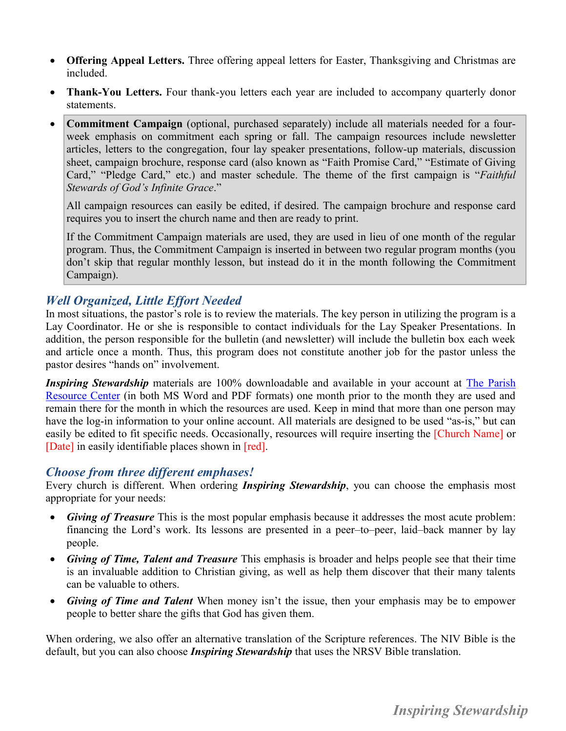- **Offering Appeal Letters.** Three offering appeal letters for Easter, Thanksgiving and Christmas are included.
- **Thank-You Letters.** Four thank-you letters each year are included to accompany quarterly donor statements.
- **Commitment Campaign** (optional, purchased separately) include all materials needed for a four-week emphasis on commitment each spring or fall. The campaign resources include newsletter articles, letters to the congregation, four lay speaker presentations, follow-up materials, discussion sheet, campaign brochure, response card (also known as "Faith Promise Card," "Estimate of Giving Card," "Pledge Card," etc.) and master schedule. The theme of the first campaign is "*Faithful Stewards of God's Infinite Grace*."

  All campaign resources can easily be edited, if desired. The campaign brochure and response card requires you to insert the church name and then are ready to print.

  If the Commitment Campaign materials are used, they are used in lieu of one month of the regular program. Thus, the Commitment Campaign is inserted in between two regular program months (you don't skip that regular monthly lesson, but instead do it in the month following the Commitment Campaign).

## *Well Organized, Little Effort Needed*

In most situations, the pastor's role is to review the materials. The key person in utilizing the program is a Lay Coordinator. He or she is responsible to contact individuals for the Lay Speaker Presentations. In addition, the person responsible for the bulletin (and newsletter) will include the bulletin box each week and article once a month. Thus, this program does not constitute another job for the pastor unless the pastor desires "hands on" involvement.

***Inspiring Stewardship*** materials are 100% downloadable and available in your account at The Parish Resource Center (in both MS Word and PDF formats) one month prior to the month they are used and remain there for the month in which the resources are used. Keep in mind that more than one person may have the log-in information to your online account. All materials are designed to be used "as-is," but can easily be edited to fit specific needs. Occasionally, resources will require inserting the [Church Name] or [Date] in easily identifiable places shown in [red].

## *Choose from three different emphases!*

Every church is different. When ordering ***Inspiring Stewardship***, you can choose the emphasis most appropriate for your needs:

- ***Giving of Treasure*** This is the most popular emphasis because it addresses the most acute problem: financing the Lord's work. Its lessons are presented in a peer–to–peer, laid–back manner by lay people.
- ***Giving of Time, Talent and Treasure*** This emphasis is broader and helps people see that their time is an invaluable addition to Christian giving, as well as help them discover that their many talents can be valuable to others.
- ***Giving of Time and Talent*** When money isn't the issue, then your emphasis may be to empower people to better share the gifts that God has given them.

When ordering, we also offer an alternative translation of the Scripture references. The NIV Bible is the default, but you can also choose ***Inspiring Stewardship*** that uses the NRSV Bible translation.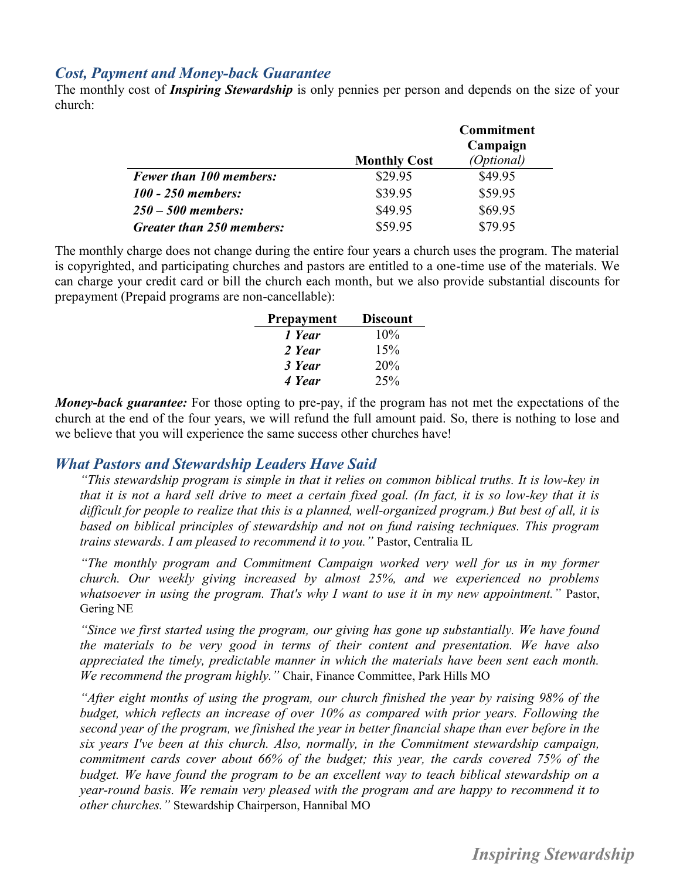## *Cost, Payment and Money-back Guarantee*

The monthly cost of ***Inspiring Stewardship*** is only pennies per person and depends on the size of your church:

| | Monthly Cost | Commitment Campaign *(Optional)* |
|---|---|---|
| ***Fewer than 100 members:*** | $29.95 | $49.95 |
| ***100 - 250 members:*** | $39.95 | $59.95 |
| ***250 – 500 members:*** | $49.95 | $69.95 |
| ***Greater than 250 members:*** | $59.95 | $79.95 |

The monthly charge does not change during the entire four years a church uses the program. The material is copyrighted, and participating churches and pastors are entitled to a one-time use of the materials. We can charge your credit card or bill the church each month, but we also provide substantial discounts for prepayment (Prepaid programs are non-cancellable):

| Prepayment | Discount |
|---|---|
| ***1 Year*** | 10% |
| ***2 Year*** | 15% |
| ***3 Year*** | 20% |
| ***4 Year*** | 25% |

***Money-back guarantee:*** For those opting to pre-pay, if the program has not met the expectations of the church at the end of the four years, we will refund the full amount paid. So, there is nothing to lose and we believe that you will experience the same success other churches have!

## *What Pastors and Stewardship Leaders Have Said*

> *"This stewardship program is simple in that it relies on common biblical truths. It is low-key in that it is not a hard sell drive to meet a certain fixed goal. (In fact, it is so low-key that it is difficult for people to realize that this is a planned, well-organized program.) But best of all, it is based on biblical principles of stewardship and not on fund raising techniques. This program trains stewards. I am pleased to recommend it to you."* Pastor, Centralia IL

> *"The monthly program and Commitment Campaign worked very well for us in my former church. Our weekly giving increased by almost 25%, and we experienced no problems whatsoever in using the program. That's why I want to use it in my new appointment."* Pastor, Gering NE

> *"Since we first started using the program, our giving has gone up substantially. We have found the materials to be very good in terms of their content and presentation. We have also appreciated the timely, predictable manner in which the materials have been sent each month. We recommend the program highly."* Chair, Finance Committee, Park Hills MO

> *"After eight months of using the program, our church finished the year by raising 98% of the budget, which reflects an increase of over 10% as compared with prior years. Following the second year of the program, we finished the year in better financial shape than ever before in the six years I've been at this church. Also, normally, in the Commitment stewardship campaign, commitment cards cover about 66% of the budget; this year, the cards covered 75% of the budget. We have found the program to be an excellent way to teach biblical stewardship on a year-round basis. We remain very pleased with the program and are happy to recommend it to other churches."* Stewardship Chairperson, Hannibal MO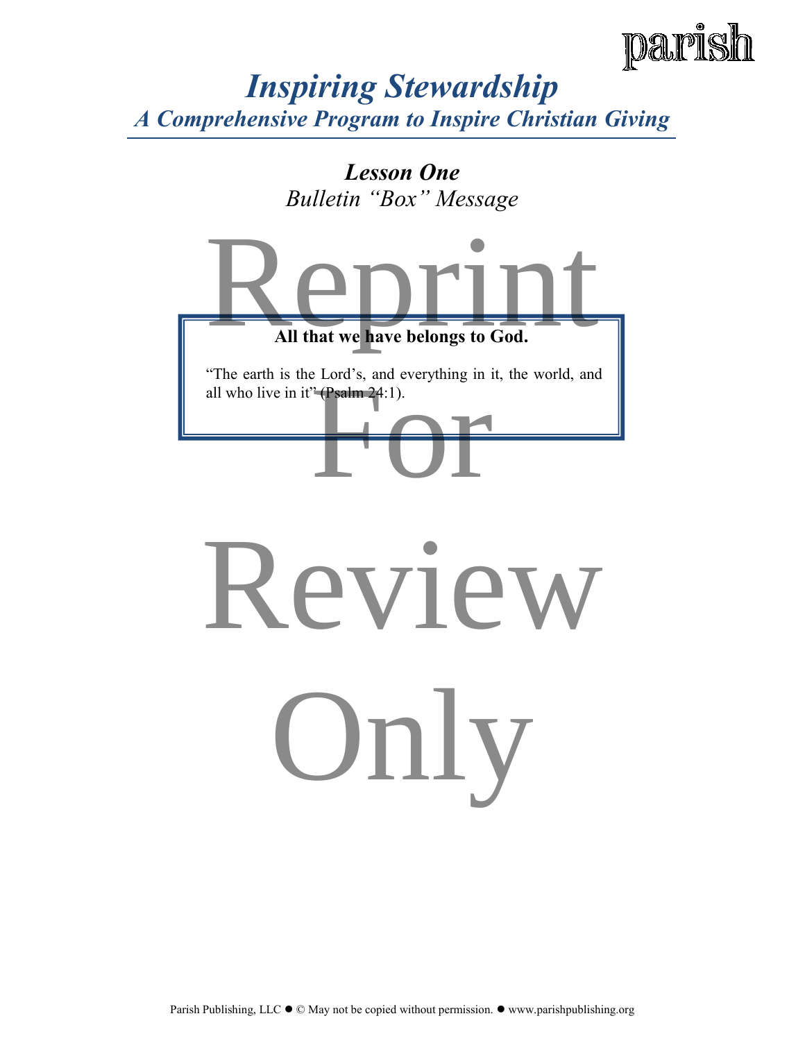## *Lesson One*

*Bulletin "Box" Message*

**All that we have belongs to God.**

"The earth is the Lord's, and everything in it, the world, and all who live in it" (Psalm 24:1).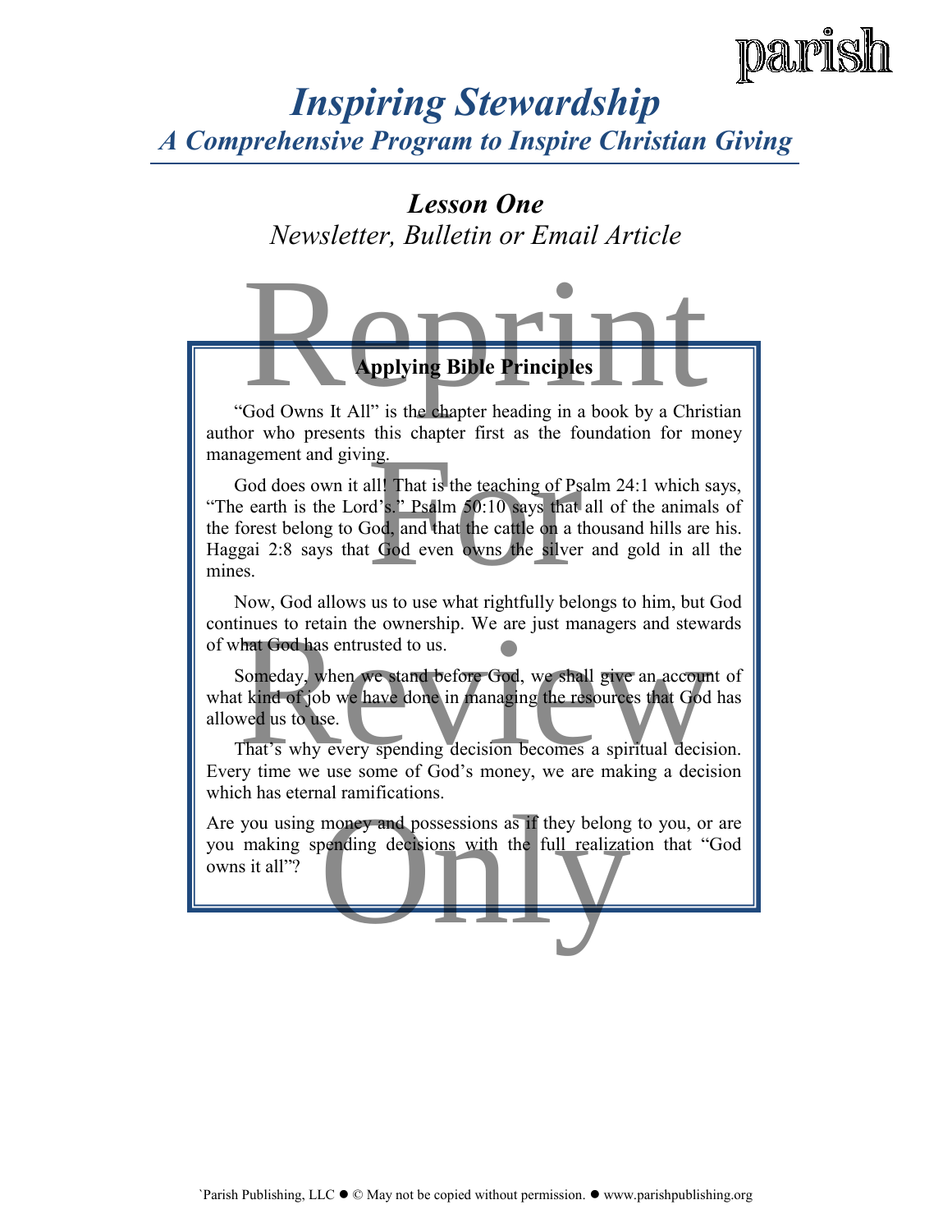# *Inspiring Stewardship*

## *A Comprehensive Program to Inspire Christian Giving*

### *Lesson One*

*Newsletter, Bulletin or Email Article*

Reprint For Review Only

**Applying Bible Principles**

"God Owns It All" is the chapter heading in a book by a Christian author who presents this chapter first as the foundation for money management and giving.

God does own it all! That is the teaching of Psalm 24:1 which says, "The earth is the Lord's." Psalm 50:10 says that all of the animals of the forest belong to God, and that the cattle on a thousand hills are his. Haggai 2:8 says that God even owns the silver and gold in all the mines.

Now, God allows us to use what rightfully belongs to him, but God continues to retain the ownership. We are just managers and stewards of what God has entrusted to us.

Someday, when we stand before God, we shall give an account of what kind of job we have done in managing the resources that God has allowed us to use.

That's why every spending decision becomes a spiritual decision. Every time we use some of God's money, we are making a decision which has eternal ramifications.

Are you using money and possessions as if they belong to you, or are you making spending decisions with the full realization that "God owns it all"?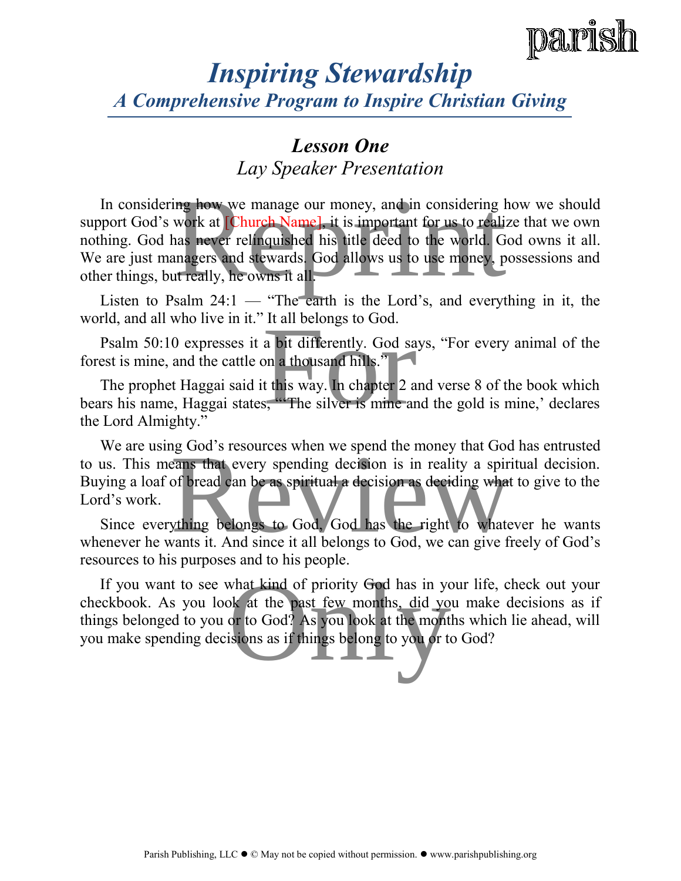# *Inspiring Stewardship*

## *A Comprehensive Program to Inspire Christian Giving*

### ***Lesson One***

*Lay Speaker Presentation*

In considering how we manage our money, and in considering how we should support God's work at [Church Name], it is important for us to realize that we own nothing. God has never relinquished his title deed to the world. God owns it all. We are just managers and stewards. God allows us to use money, possessions and other things, but really, he owns it all.

Listen to Psalm 24:1 — "The earth is the Lord's, and everything in it, the world, and all who live in it." It all belongs to God.

Psalm 50:10 expresses it a bit differently. God says, "For every animal of the forest is mine, and the cattle on a thousand hills."

The prophet Haggai said it this way. In chapter 2 and verse 8 of the book which bears his name, Haggai states, "'The silver is mine and the gold is mine,' declares the Lord Almighty."

We are using God's resources when we spend the money that God has entrusted to us. This means that every spending decision is in reality a spiritual decision. Buying a loaf of bread can be as spiritual a decision as deciding what to give to the Lord's work.

Since everything belongs to God, God has the right to whatever he wants whenever he wants it. And since it all belongs to God, we can give freely of God's resources to his purposes and to his people.

If you want to see what kind of priority God has in your life, check out your checkbook. As you look at the past few months, did you make decisions as if things belonged to you or to God? As you look at the months which lie ahead, will you make spending decisions as if things belong to you or to God?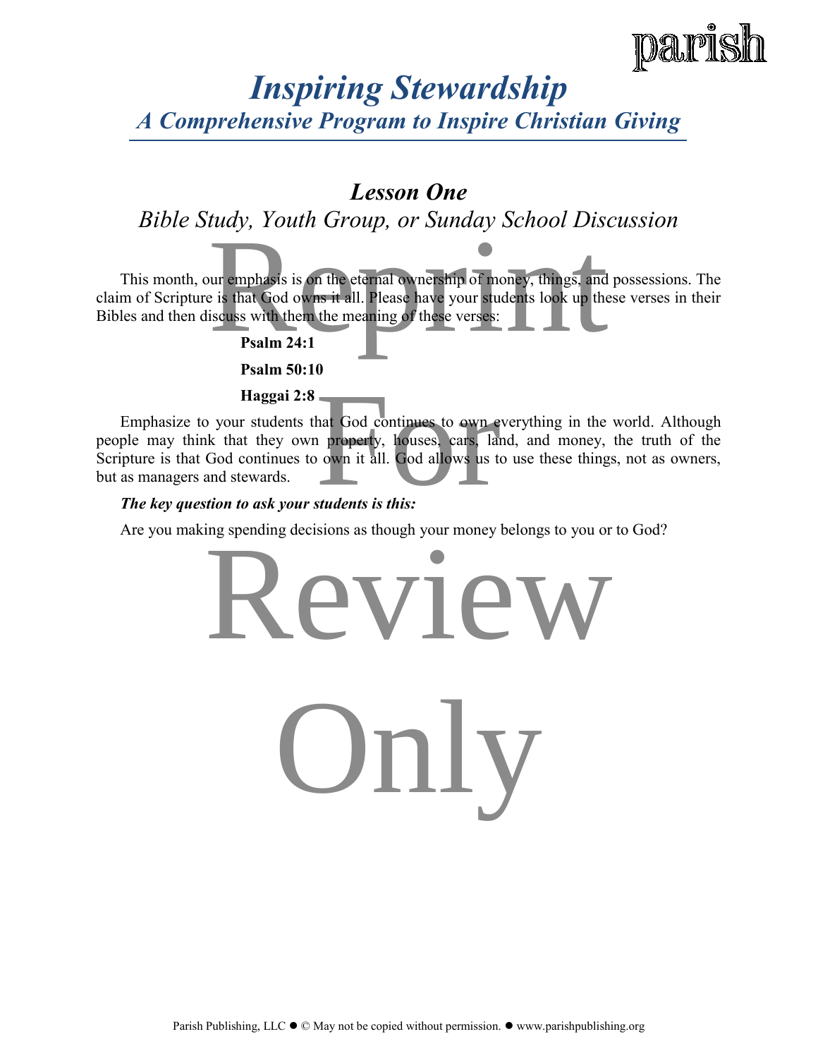# *Inspiring Stewardship*

## *A Comprehensive Program to Inspire Christian Giving*

### *Lesson One*

*Bible Study, Youth Group, or Sunday School Discussion*

This month, our emphasis is on the eternal ownership of money, things, and possessions. The claim of Scripture is that God owns it all. Please have your students look up these verses in their Bibles and then discuss with them the meaning of these verses:

**Psalm 24:1**

**Psalm 50:10**

**Haggai 2:8**

Emphasize to your students that God continues to own everything in the world. Although people may think that they own property, houses, cars, land, and money, the truth of the Scripture is that God continues to own it all. God allows us to use these things, not as owners, but as managers and stewards.

***The key question to ask your students is this:***

Are you making spending decisions as though your money belongs to you or to God?

Reprint For Review Only

Parish Publishing, LLC ● © May not be copied without permission. ● www.parishpublishing.org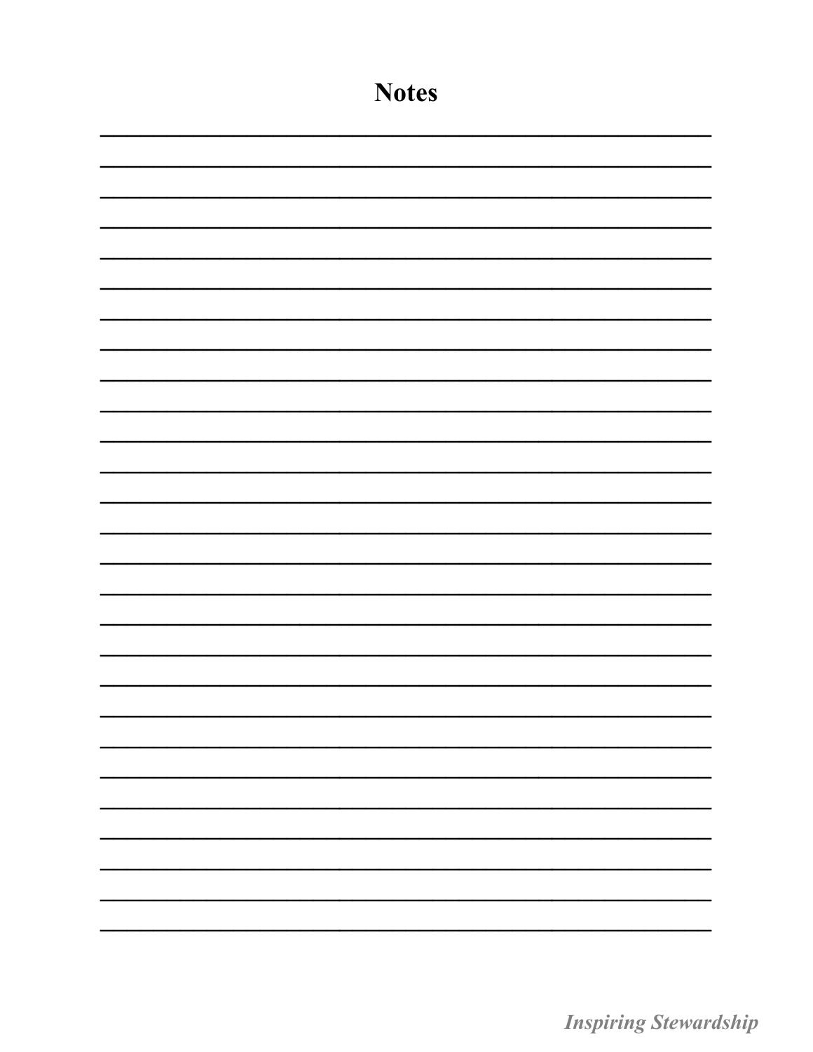# Notes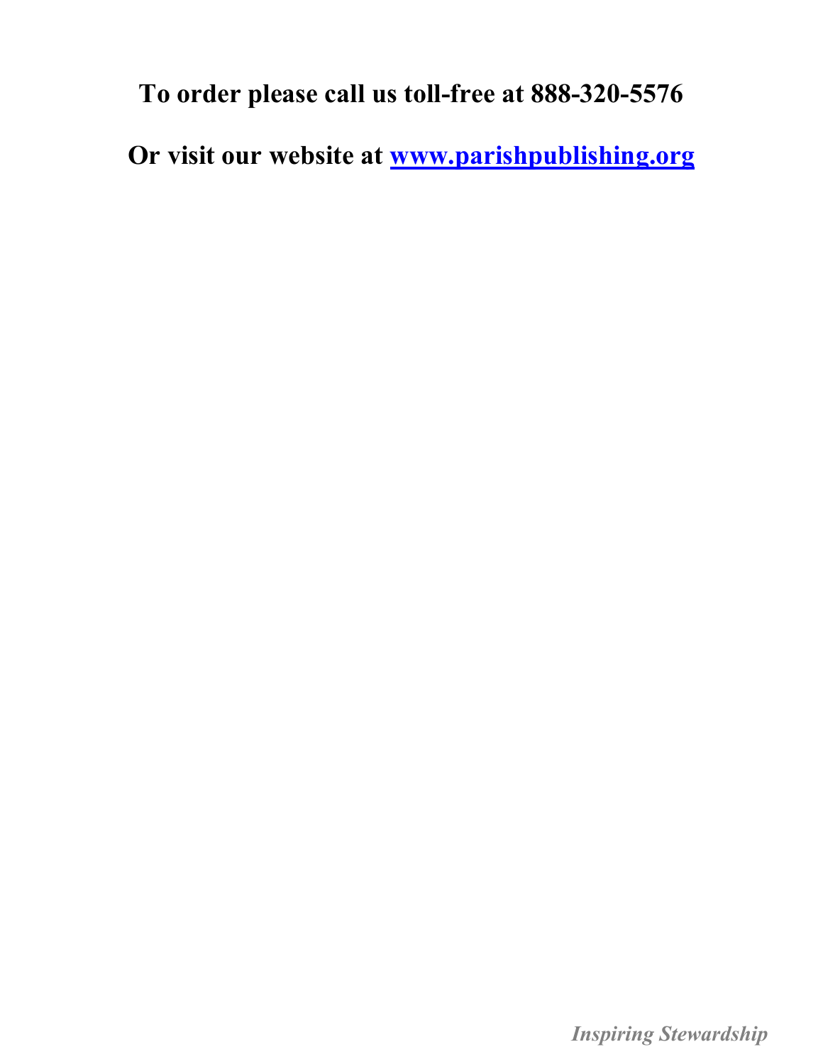**To order please call us toll-free at 888-320-5576**

**Or visit our website at [www.parishpublishing.org](http://www.parishpublishing.org)**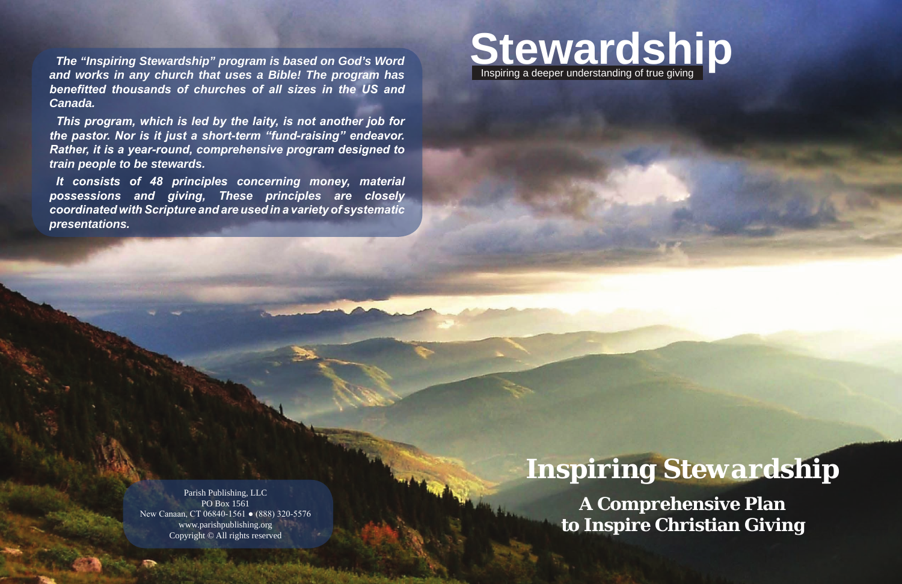# Stewardship

Inspiring a deeper understanding of true giving

***The "Inspiring Stewardship" program is based on God's Word and works in any church that uses a Bible! The program has benefitted thousands of churches of all sizes in the US and Canada.***

***This program, which is led by the laity, is not another job for the pastor. Nor is it just a short-term "fund-raising" endeavor. Rather, it is a year-round, comprehensive program designed to train people to be stewards.***

***It consists of 48 principles concerning money, material possessions and giving, These principles are closely coordinated with Scripture and are used in a variety of systematic presentations.***

# Inspiring Stewardship

## A Comprehensive Plan to Inspire Christian Giving

Parish Publishing, LLC
PO Box 1561
New Canaan, CT 06840-1561 ● (888) 320-5576
www.parishpublishing.org
Copyright © All rights reserved